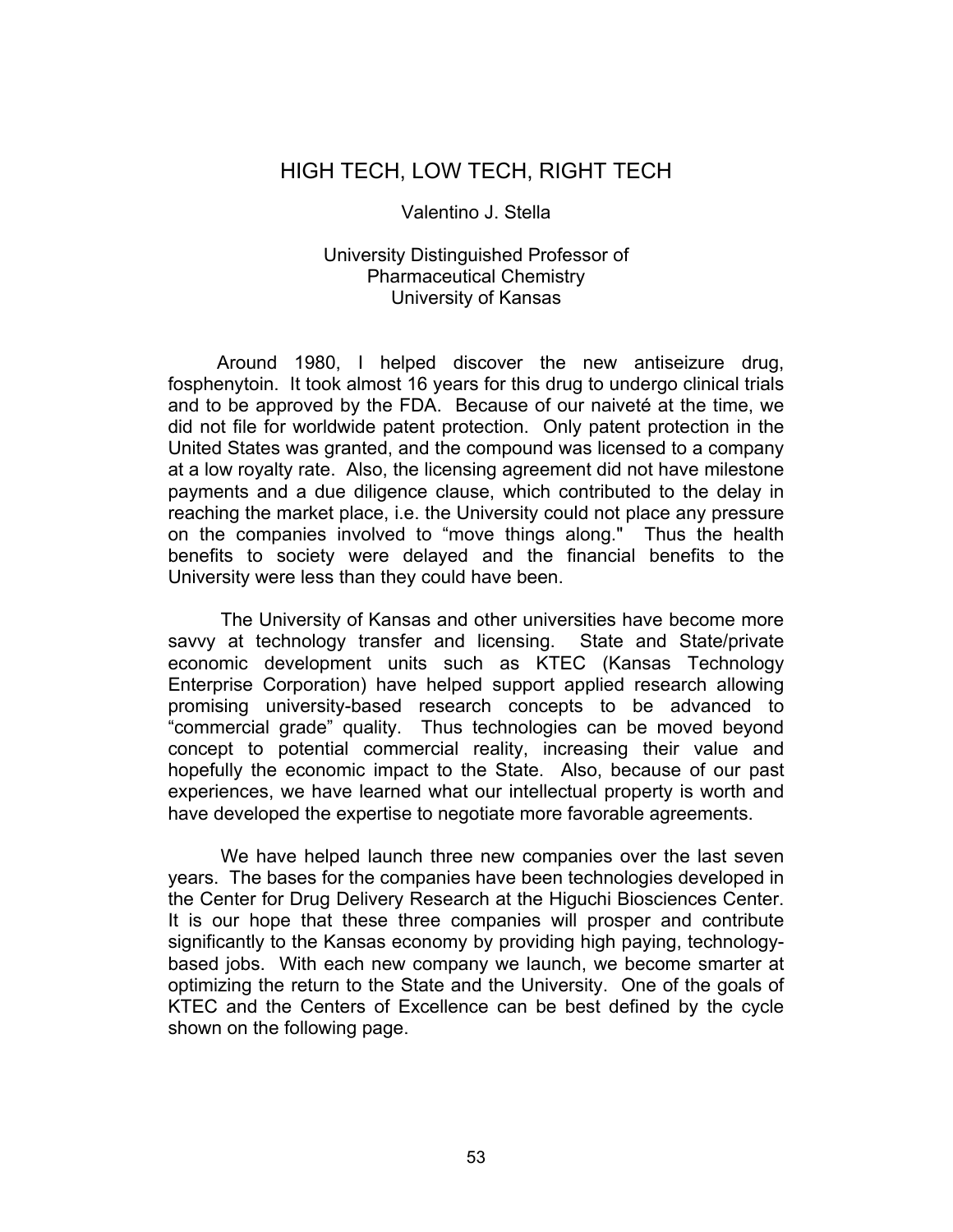# HIGH TECH, LOW TECH, RIGHT TECH

Valentino J. Stella

University Distinguished Professor of  
Pharmaceutical Chemistry  
University of Kansas

Around 1980, I helped discover the new antiseizure drug, fosphenytoin. It took almost 16 years for this drug to undergo clinical trials and to be approved by the FDA. Because of our naiveté at the time, we did not file for worldwide patent protection. Only patent protection in the United States was granted, and the compound was licensed to a company at a low royalty rate. Also, the licensing agreement did not have milestone payments and a due diligence clause, which contributed to the delay in reaching the market place, i.e. the University could not place any pressure on the companies involved to "move things along." Thus the health benefits to society were delayed and the financial benefits to the University were less than they could have been.

The University of Kansas and other universities have become more savvy at technology transfer and licensing. State and State/private economic development units such as KTEC (Kansas Technology Enterprise Corporation) have helped support applied research allowing promising university-based research concepts to be advanced to "commercial grade" quality. Thus technologies can be moved beyond concept to potential commercial reality, increasing their value and hopefully the economic impact to the State. Also, because of our past experiences, we have learned what our intellectual property is worth and have developed the expertise to negotiate more favorable agreements.

We have helped launch three new companies over the last seven years. The bases for the companies have been technologies developed in the Center for Drug Delivery Research at the Higuchi Biosciences Center. It is our hope that these three companies will prosper and contribute significantly to the Kansas economy by providing high paying, technology-based jobs. With each new company we launch, we become smarter at optimizing the return to the State and the University. One of the goals of KTEC and the Centers of Excellence can be best defined by the cycle shown on the following page.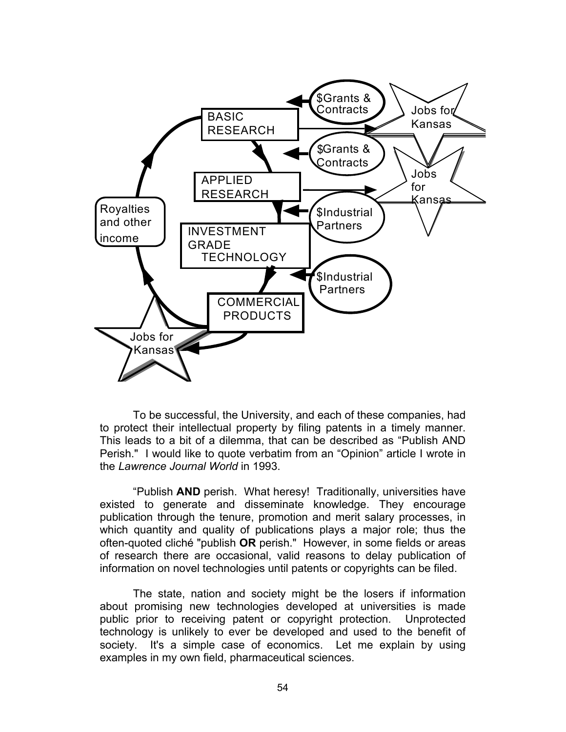To be successful, the University, and each of these companies, had to protect their intellectual property by filing patents in a timely manner. This leads to a bit of a dilemma, that can be described as “Publish AND Perish." I would like to quote verbatim from an “Opinion” article I wrote in the *Lawrence Journal World* in 1993.

“Publish **AND** perish. What heresy! Traditionally, universities have existed to generate and disseminate knowledge. They encourage publication through the tenure, promotion and merit salary processes, in which quantity and quality of publications plays a major role; thus the often-quoted cliché "publish **OR** perish." However, in some fields or areas of research there are occasional, valid reasons to delay publication of information on novel technologies until patents or copyrights can be filed.

The state, nation and society might be the losers if information about promising new technologies developed at universities is made public prior to receiving patent or copyright protection. Unprotected technology is unlikely to ever be developed and used to the benefit of society. It's a simple case of economics. Let me explain by using examples in my own field, pharmaceutical sciences.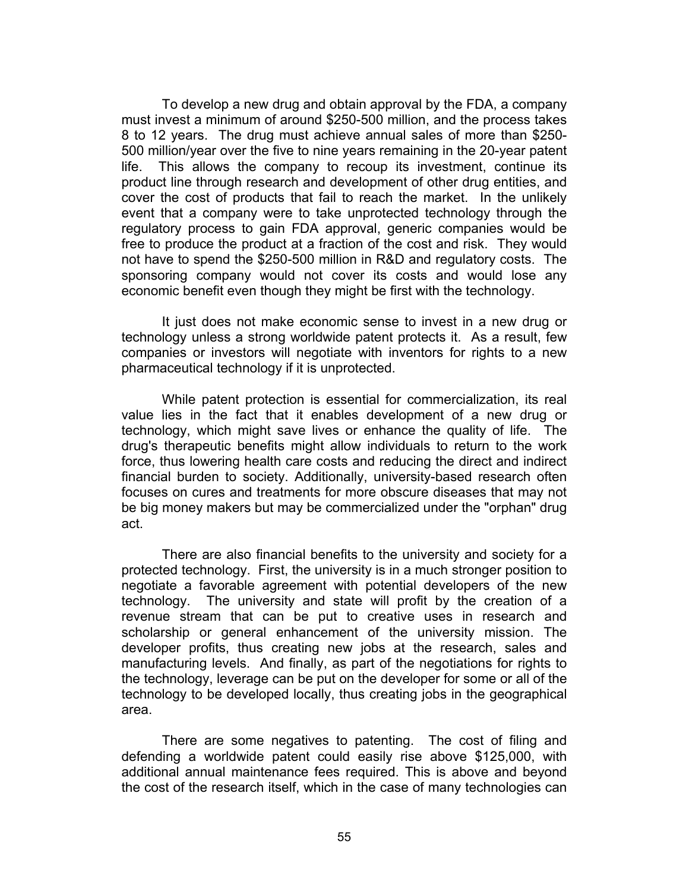To develop a new drug and obtain approval by the FDA, a company must invest a minimum of around $250-500 million, and the process takes 8 to 12 years. The drug must achieve annual sales of more than $250-500 million/year over the five to nine years remaining in the 20-year patent life. This allows the company to recoup its investment, continue its product line through research and development of other drug entities, and cover the cost of products that fail to reach the market. In the unlikely event that a company were to take unprotected technology through the regulatory process to gain FDA approval, generic companies would be free to produce the product at a fraction of the cost and risk. They would not have to spend the $250-500 million in R&D and regulatory costs. The sponsoring company would not cover its costs and would lose any economic benefit even though they might be first with the technology.

It just does not make economic sense to invest in a new drug or technology unless a strong worldwide patent protects it. As a result, few companies or investors will negotiate with inventors for rights to a new pharmaceutical technology if it is unprotected.

While patent protection is essential for commercialization, its real value lies in the fact that it enables development of a new drug or technology, which might save lives or enhance the quality of life. The drug's therapeutic benefits might allow individuals to return to the work force, thus lowering health care costs and reducing the direct and indirect financial burden to society. Additionally, university-based research often focuses on cures and treatments for more obscure diseases that may not be big money makers but may be commercialized under the "orphan" drug act.

There are also financial benefits to the university and society for a protected technology. First, the university is in a much stronger position to negotiate a favorable agreement with potential developers of the new technology. The university and state will profit by the creation of a revenue stream that can be put to creative uses in research and scholarship or general enhancement of the university mission. The developer profits, thus creating new jobs at the research, sales and manufacturing levels. And finally, as part of the negotiations for rights to the technology, leverage can be put on the developer for some or all of the technology to be developed locally, thus creating jobs in the geographical area.

There are some negatives to patenting. The cost of filing and defending a worldwide patent could easily rise above $125,000, with additional annual maintenance fees required. This is above and beyond the cost of the research itself, which in the case of many technologies can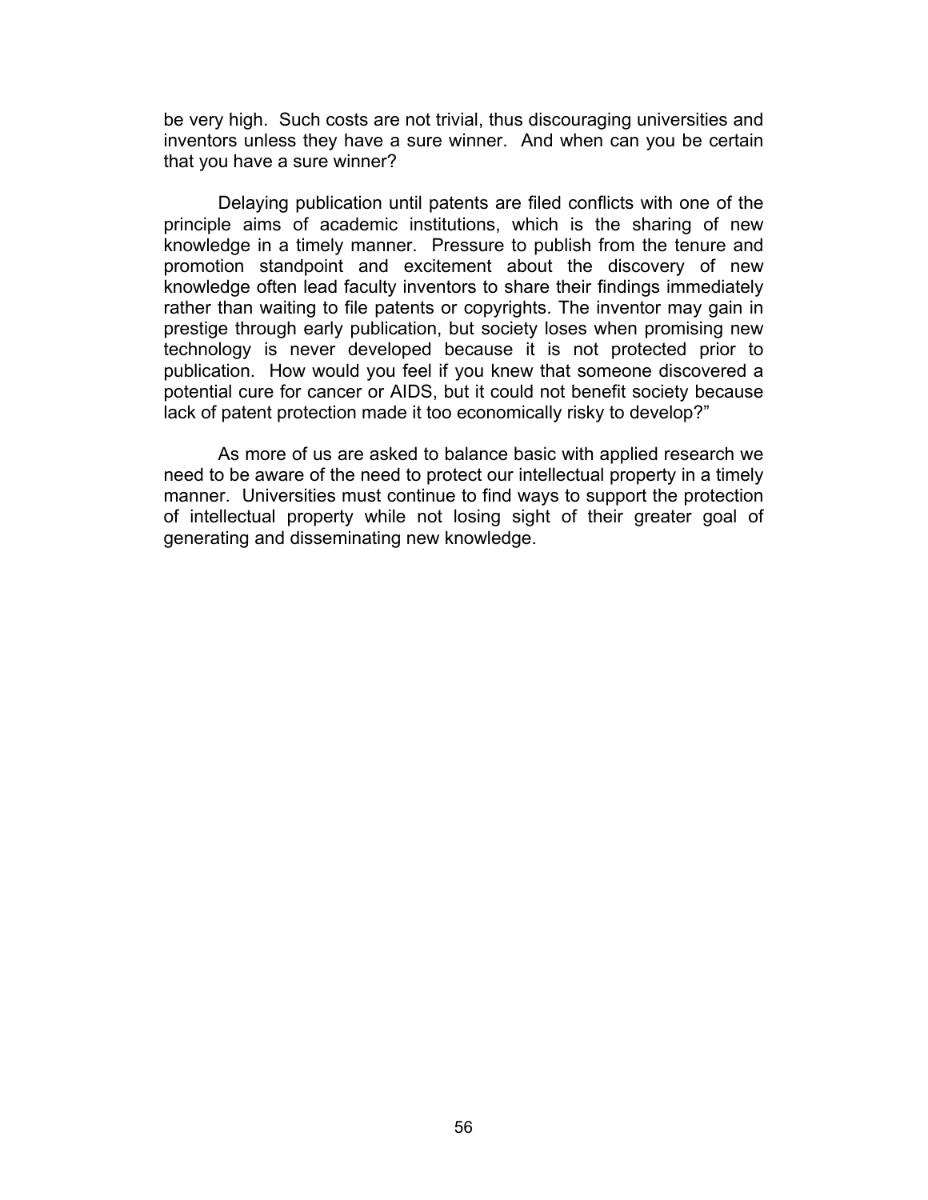be very high. Such costs are not trivial, thus discouraging universities and inventors unless they have a sure winner. And when can you be certain that you have a sure winner?

Delaying publication until patents are filed conflicts with one of the principle aims of academic institutions, which is the sharing of new knowledge in a timely manner. Pressure to publish from the tenure and promotion standpoint and excitement about the discovery of new knowledge often lead faculty inventors to share their findings immediately rather than waiting to file patents or copyrights. The inventor may gain in prestige through early publication, but society loses when promising new technology is never developed because it is not protected prior to publication. How would you feel if you knew that someone discovered a potential cure for cancer or AIDS, but it could not benefit society because lack of patent protection made it too economically risky to develop?"

As more of us are asked to balance basic with applied research we need to be aware of the need to protect our intellectual property in a timely manner. Universities must continue to find ways to support the protection of intellectual property while not losing sight of their greater goal of generating and disseminating new knowledge.